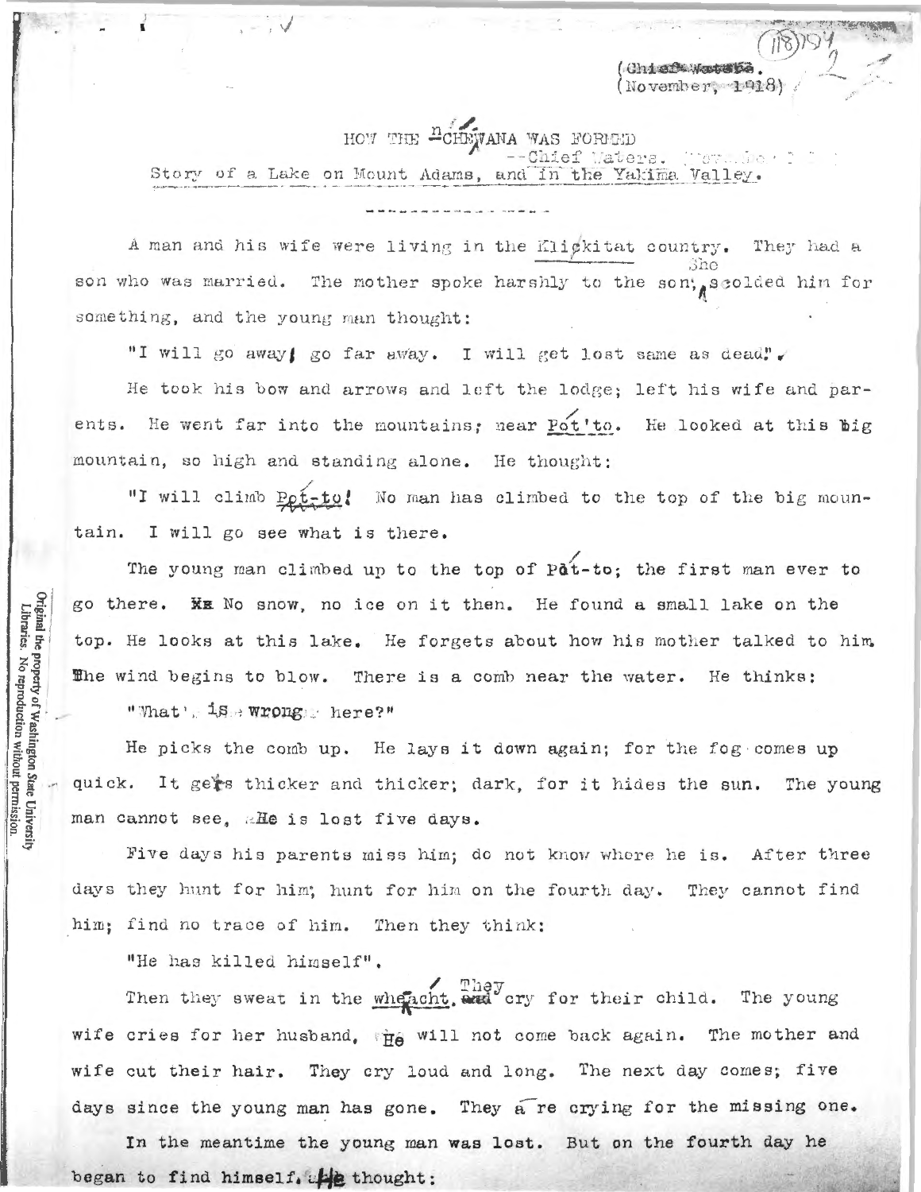(Chief Waters.
(November, 1918)

# HOW THE NCHEWANA WAS FORMED

--Chief Waters.

Story of a Lake on Mount Adams, and in the Yakima Valley.

---

A man and his wife were living in the Klickitat country. They had a son who was married. The mother spoke harshly to the son; She scolded him for something, and the young man thought:

"I will go away; go far away. I will get lost same as dead".

He took his bow and arrows and left the lodge; left his wife and parents. He went far into the mountains; near Pot'to. He looked at this big mountain, so high and standing alone. He thought:

"I will climb Pot-to! No man has climbed to the top of the big mountain. I will go see what is there.

The young man climbed up to the top of Pat-to; the first man ever to go there. No snow, no ice on it then. He found a small lake on the top. He looks at this lake. He forgets about how his mother talked to him. The wind begins to blow. There is a comb near the water. He thinks:

"What's wrong here?"

He picks the comb up. He lays it down again; for the fog comes up quick. It gets thicker and thicker; dark, for it hides the sun. The young man cannot see, He is lost five days.

Five days his parents miss him; do not know where he is. After three days they hunt for him; hunt for him on the fourth day. They cannot find him; find no trace of him. Then they think:

"He has killed himself".

Then they sweat in the whe-acht. They cry for their child. The young wife cries for her husband, He will not come back again. The mother and wife cut their hair. They cry loud and long. The next day comes; five days since the young man has gone. They are crying for the missing one.

In the meantime the young man was lost. But on the fourth day he began to find himself. He thought: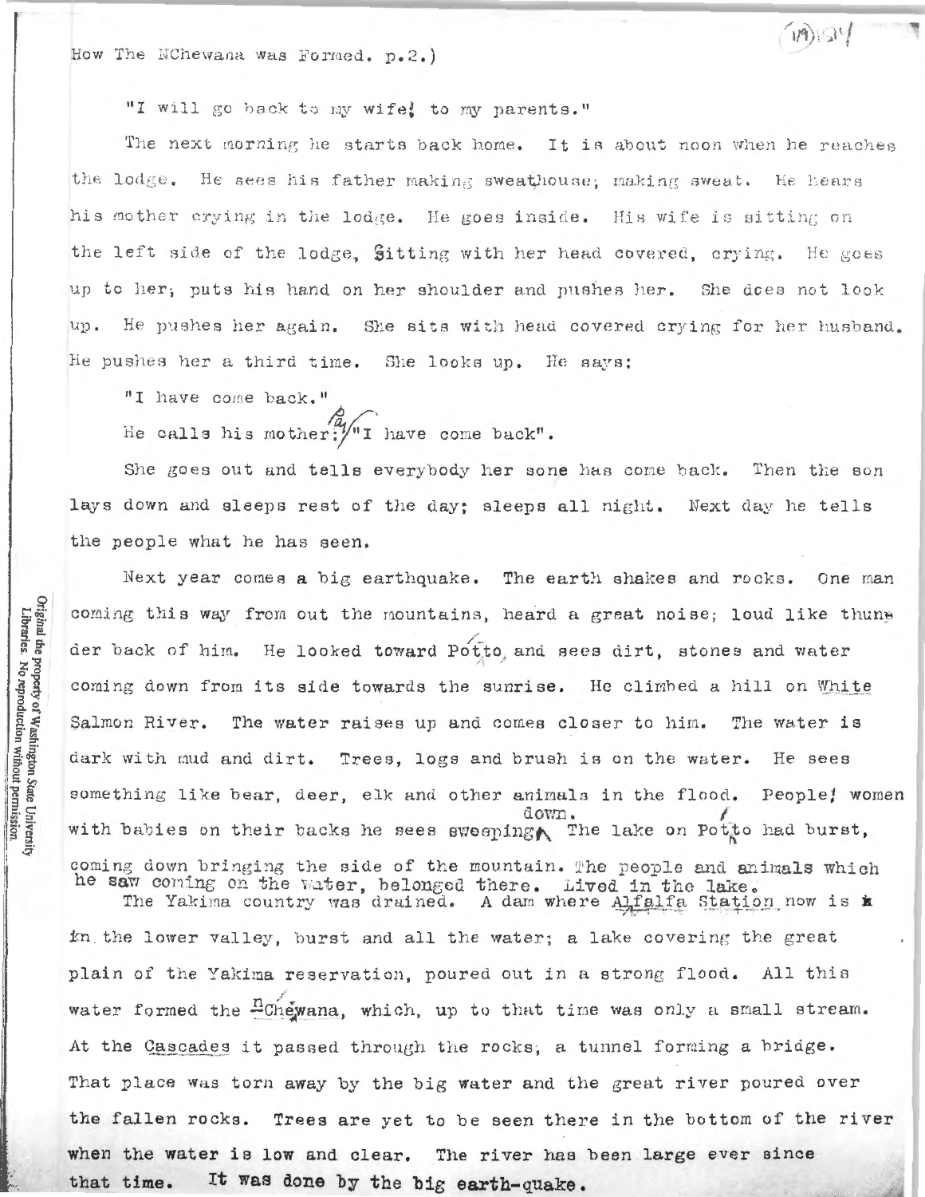How The NChewana was Formed. p.2.)

"I will go back to my wife; to my parents."

The next morning he starts back home. It is about noon when he reaches the lodge. He sees his father making sweathouse; making sweat. He hears his mother crying in the lodge. He goes inside. His wife is sitting on the left side of the lodge, Sitting with her head covered, crying. He goes up to her; puts his hand on her shoulder and pushes her. She does not look up. He pushes her again. She sits with head covered crying for her husband. He pushes her a third time. She looks up. He says:

"I have come back."

He calls his mother; "I have come back".

She goes out and tells everybody her sone has come back. Then the son lays down and sleeps rest of the day; sleeps all night. Next day he tells the people what he has seen.

Next year comes a big earthquake. The earth shakes and rocks. One man coming this way from out the mountains, heard a great noise; loud like thunder back of him. He looked toward Pot́to and sees dirt, stones and water coming down from its side towards the sunrise. He climbed a hill on White Salmon River. The water raises up and comes closer to him. The water is dark with mud and dirt. Trees, logs and brush is on the water. He sees something like bear, deer, elk and other animals in the flood. People; women with babies on their backs he sees sweeping down. The lake on Pot́to had burst, coming down bringing the side of the mountain. The people and animals which he saw coming on the water, belonged there. Lived in the lake.

The Yakima country was drained. A dam where Alfalfa Station now is in the lower valley, burst and all the water; a lake covering the great plain of the Yakima reservation, poured out in a strong flood. All this water formed the NChéwana, which, up to that time was only a small stream. At the Cascades it passed through the rocks, a tunnel forming a bridge. That place was torn away by the big water and the great river poured over the fallen rocks. Trees are yet to be seen there in the bottom of the river when the water is low and clear. The river has been large ever since that time. It was done by the big earth-quake.